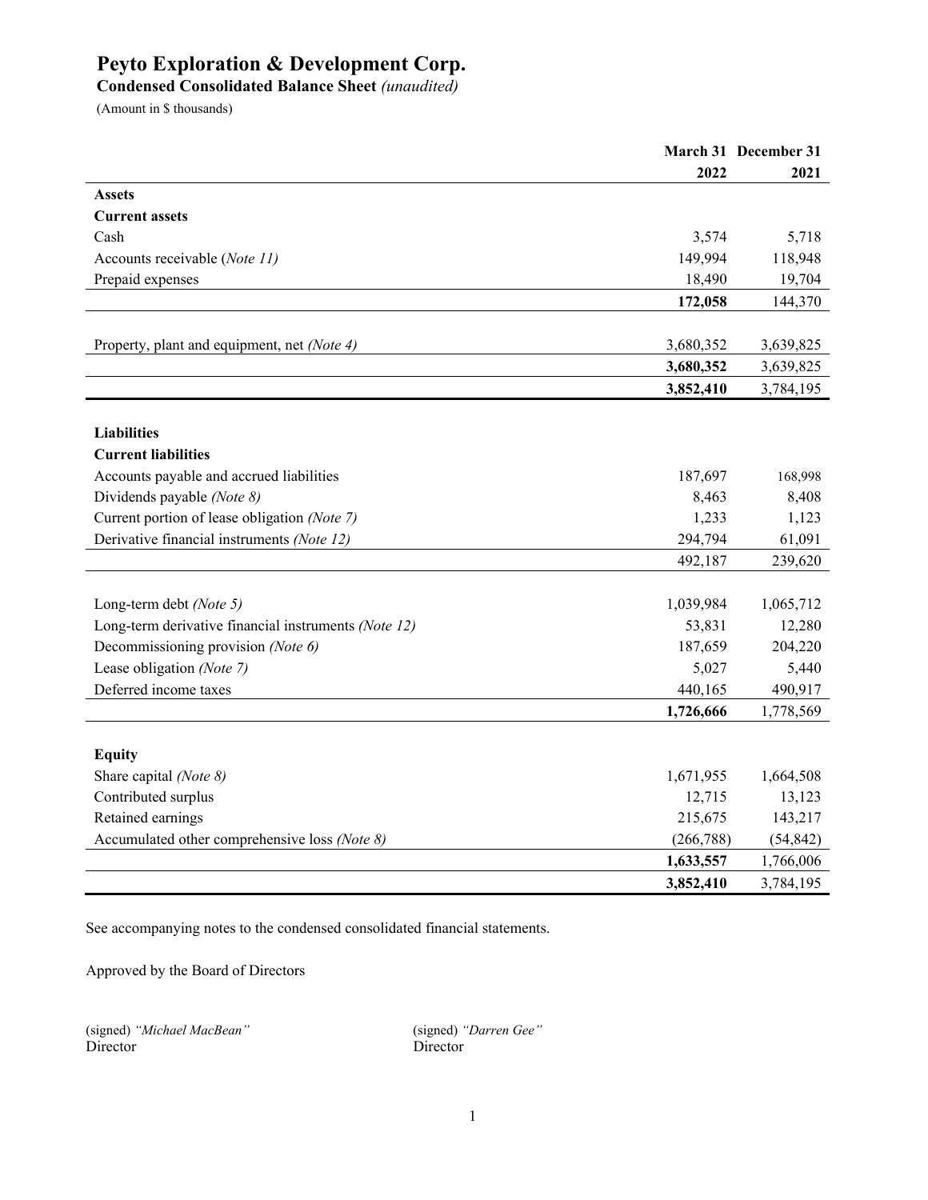# Peyto Exploration & Development Corp.

**Condensed Consolidated Balance Sheet** *(unaudited)*

(Amount in $ thousands)

| | March 31 2022 | December 31 2021 |
|---|---|---|
| **Assets** | | |
| **Current assets** | | |
| Cash | 3,574 | 5,718 |
| Accounts receivable (*Note 11)* | 149,994 | 118,948 |
| Prepaid expenses | 18,490 | 19,704 |
| | **172,058** | 144,370 |
| | | |
| Property, plant and equipment, net *(Note 4)* | 3,680,352 | 3,639,825 |
| | **3,680,352** | 3,639,825 |
| | **3,852,410** | 3,784,195 |
| | | |
| **Liabilities** | | |
| **Current liabilities** | | |
| Accounts payable and accrued liabilities | 187,697 | 168,998 |
| Dividends payable *(Note 8)* | 8,463 | 8,408 |
| Current portion of lease obligation *(Note 7)* | 1,233 | 1,123 |
| Derivative financial instruments *(Note 12)* | 294,794 | 61,091 |
| | 492,187 | 239,620 |
| | | |
| Long-term debt *(Note 5)* | 1,039,984 | 1,065,712 |
| Long-term derivative financial instruments *(Note 12)* | 53,831 | 12,280 |
| Decommissioning provision *(Note 6)* | 187,659 | 204,220 |
| Lease obligation *(Note 7)* | 5,027 | 5,440 |
| Deferred income taxes | 440,165 | 490,917 |
| | **1,726,666** | 1,778,569 |
| | | |
| **Equity** | | |
| Share capital *(Note 8)* | 1,671,955 | 1,664,508 |
| Contributed surplus | 12,715 | 13,123 |
| Retained earnings | 215,675 | 143,217 |
| Accumulated other comprehensive loss *(Note 8)* | (266,788) | (54,842) |
| | **1,633,557** | 1,766,006 |
| | **3,852,410** | 3,784,195 |

See accompanying notes to the condensed consolidated financial statements.

Approved by the Board of Directors

(signed) *"Michael MacBean"*
Director

(signed) *"Darren Gee"*
Director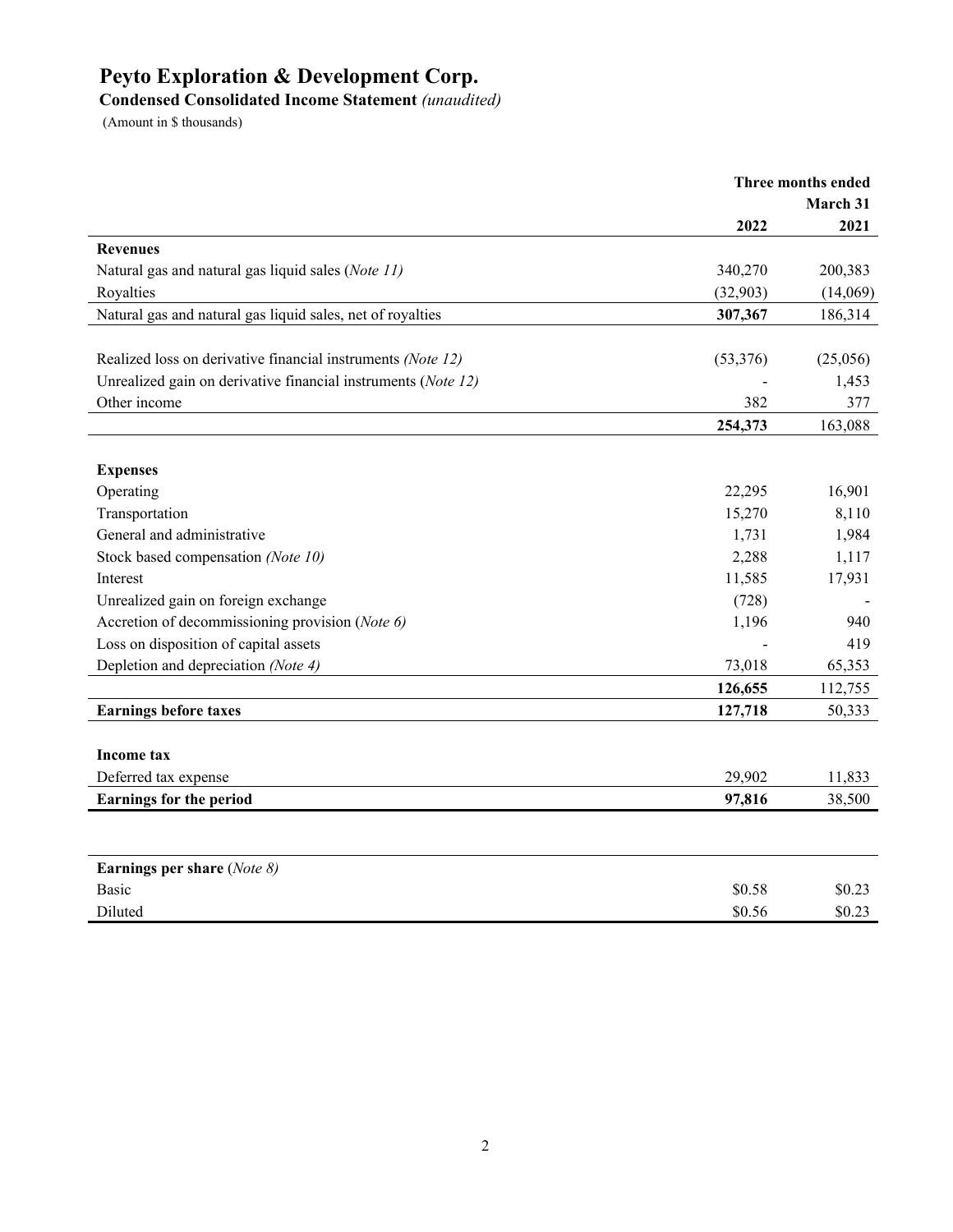# Peyto Exploration & Development Corp.

**Condensed Consolidated Income Statement** *(unaudited)*

(Amount in $ thousands)

| | Three months ended March 31 | |
|---|---|---|
| | **2022** | **2021** |
| **Revenues** | | |
| Natural gas and natural gas liquid sales (*Note 11*) | 340,270 | 200,383 |
| Royalties | (32,903) | (14,069) |
| Natural gas and natural gas liquid sales, net of royalties | **307,367** | 186,314 |
| | | |
| Realized loss on derivative financial instruments *(Note 12)* | (53,376) | (25,056) |
| Unrealized gain on derivative financial instruments (*Note 12)* | - | 1,453 |
| Other income | 382 | 377 |
| | **254,373** | 163,088 |
| | | |
| **Expenses** | | |
| Operating | 22,295 | 16,901 |
| Transportation | 15,270 | 8,110 |
| General and administrative | 1,731 | 1,984 |
| Stock based compensation *(Note 10)* | 2,288 | 1,117 |
| Interest | 11,585 | 17,931 |
| Unrealized gain on foreign exchange | (728) | - |
| Accretion of decommissioning provision (*Note 6)* | 1,196 | 940 |
| Loss on disposition of capital assets | - | 419 |
| Depletion and depreciation *(Note 4)* | 73,018 | 65,353 |
| | **126,655** | 112,755 |
| **Earnings before taxes** | **127,718** | 50,333 |
| | | |
| **Income tax** | | |
| Deferred tax expense | 29,902 | 11,833 |
| **Earnings for the period** | **97,816** | 38,500 |

| **Earnings per share** (*Note 8)* | | |
|---|---|---|
| Basic | $0.58 | $0.23 |
| Diluted | $0.56 | $0.23 |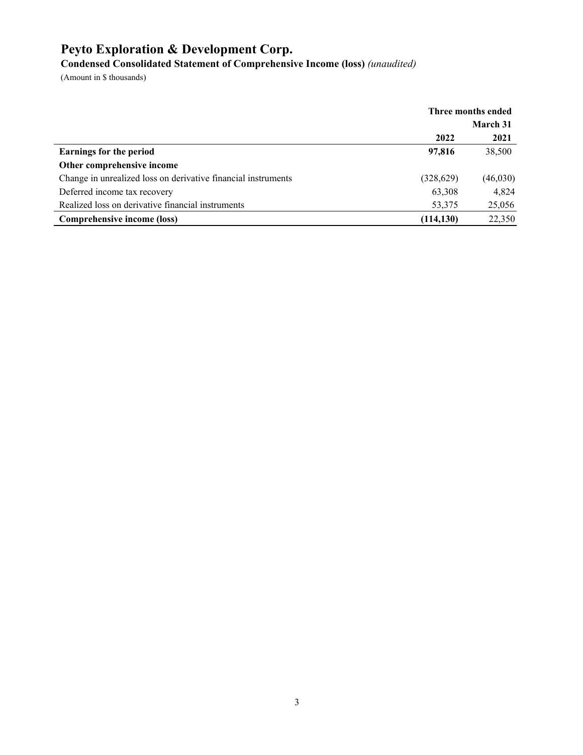# Peyto Exploration & Development Corp.

**Condensed Consolidated Statement of Comprehensive Income (loss)** *(unaudited)*

(Amount in $ thousands)

| | Three months ended March 31 | |
|---|---|---|
| | **2022** | **2021** |
| **Earnings for the period** | **97,816** | 38,500 |
| **Other comprehensive income** | | |
| Change in unrealized loss on derivative financial instruments | (328,629) | (46,030) |
| Deferred income tax recovery | 63,308 | 4,824 |
| Realized loss on derivative financial instruments | 53,375 | 25,056 |
| **Comprehensive income (loss)** | **(114,130)** | 22,350 |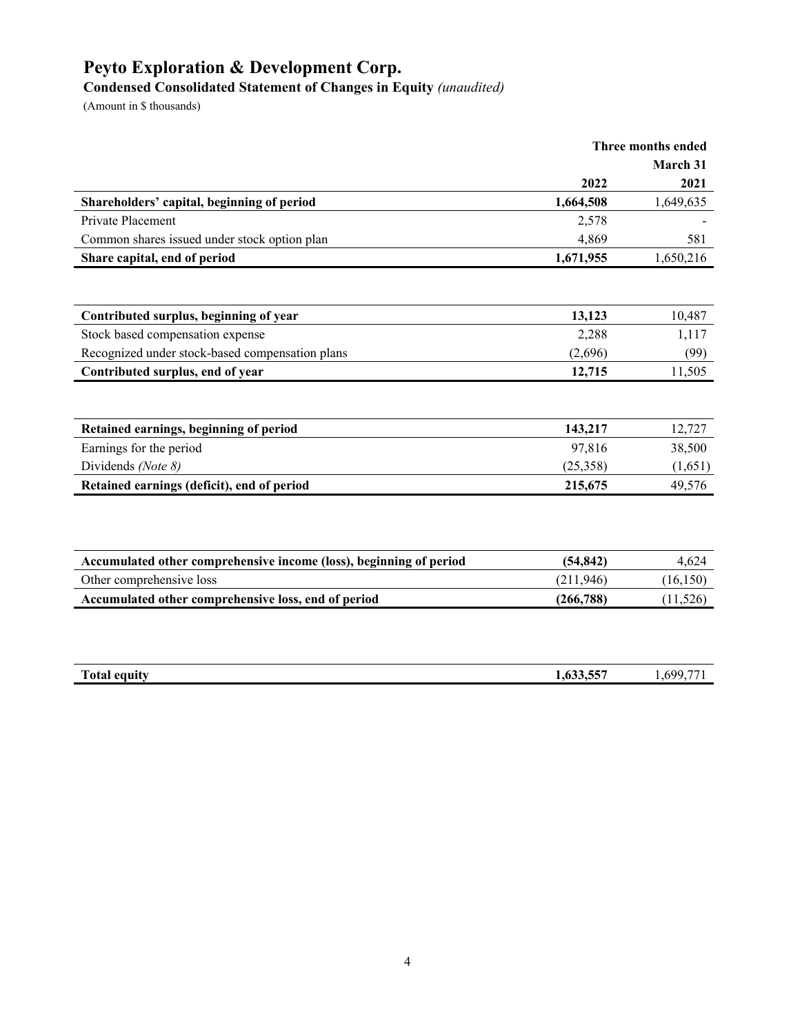# Peyto Exploration & Development Corp.

**Condensed Consolidated Statement of Changes in Equity** *(unaudited)*

(Amount in $ thousands)

| | Three months ended March 31 | |
|---|---|---|
| | **2022** | **2021** |
| **Shareholders' capital, beginning of period** | **1,664,508** | 1,649,635 |
| Private Placement | 2,578 | - |
| Common shares issued under stock option plan | 4,869 | 581 |
| **Share capital, end of period** | **1,671,955** | 1,650,216 |

| | | |
|---|---|---|
| **Contributed surplus, beginning of year** | **13,123** | 10,487 |
| Stock based compensation expense | 2,288 | 1,117 |
| Recognized under stock-based compensation plans | (2,696) | (99) |
| **Contributed surplus, end of year** | **12,715** | 11,505 |

| | | |
|---|---|---|
| **Retained earnings, beginning of period** | **143,217** | 12,727 |
| Earnings for the period | 97,816 | 38,500 |
| Dividends *(Note 8)* | (25,358) | (1,651) |
| **Retained earnings (deficit), end of period** | **215,675** | 49,576 |

| | | |
|---|---|---|
| **Accumulated other comprehensive income (loss), beginning of period** | **(54,842)** | 4,624 |
| Other comprehensive loss | (211,946) | (16,150) |
| **Accumulated other comprehensive loss, end of period** | **(266,788)** | (11,526) |

| | | |
|---|---|---|
| **Total equity** | **1,633,557** | 1,699,771 |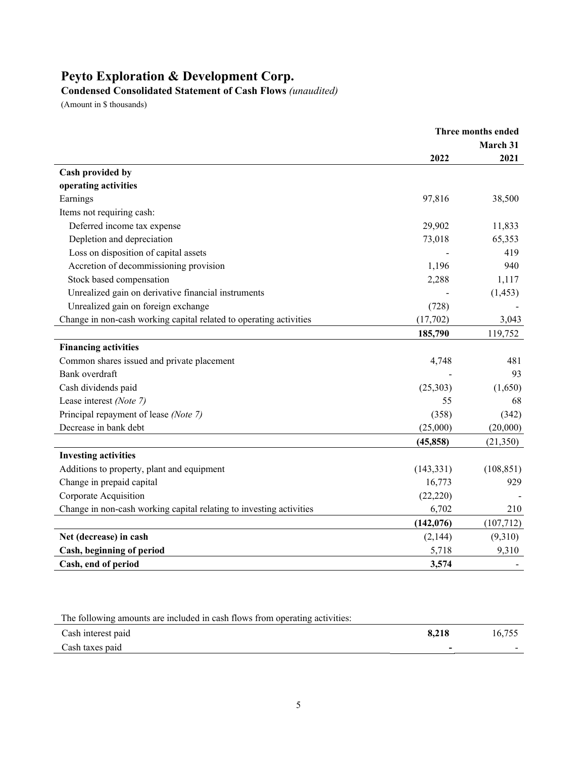# Peyto Exploration & Development Corp.

**Condensed Consolidated Statement of Cash Flows** *(unaudited)*

(Amount in $ thousands)

| | Three months ended March 31 | |
|---|---|---|
| | **2022** | **2021** |
| **Cash provided by operating activities** | | |
| Earnings | 97,816 | 38,500 |
| Items not requiring cash: | | |
| Deferred income tax expense | 29,902 | 11,833 |
| Depletion and depreciation | 73,018 | 65,353 |
| Loss on disposition of capital assets | - | 419 |
| Accretion of decommissioning provision | 1,196 | 940 |
| Stock based compensation | 2,288 | 1,117 |
| Unrealized gain on derivative financial instruments | - | (1,453) |
| Unrealized gain on foreign exchange | (728) | - |
| Change in non-cash working capital related to operating activities | (17,702) | 3,043 |
| | **185,790** | 119,752 |
| **Financing activities** | | |
| Common shares issued and private placement | 4,748 | 481 |
| Bank overdraft | - | 93 |
| Cash dividends paid | (25,303) | (1,650) |
| Lease interest *(Note 7)* | 55 | 68 |
| Principal repayment of lease *(Note 7)* | (358) | (342) |
| Decrease in bank debt | (25,000) | (20,000) |
| | **(45,858)** | (21,350) |
| **Investing activities** | | |
| Additions to property, plant and equipment | (143,331) | (108,851) |
| Change in prepaid capital | 16,773 | 929 |
| Corporate Acquisition | (22,220) | - |
| Change in non-cash working capital relating to investing activities | 6,702 | 210 |
| | **(142,076)** | (107,712) |
| **Net (decrease) in cash** | (2,144) | (9,310) |
| **Cash, beginning of period** | 5,718 | 9,310 |
| **Cash, end of period** | **3,574** | - |

The following amounts are included in cash flows from operating activities:

| | | |
|---|---|---|
| Cash interest paid | **8,218** | 16,755 |
| Cash taxes paid | **-** | - |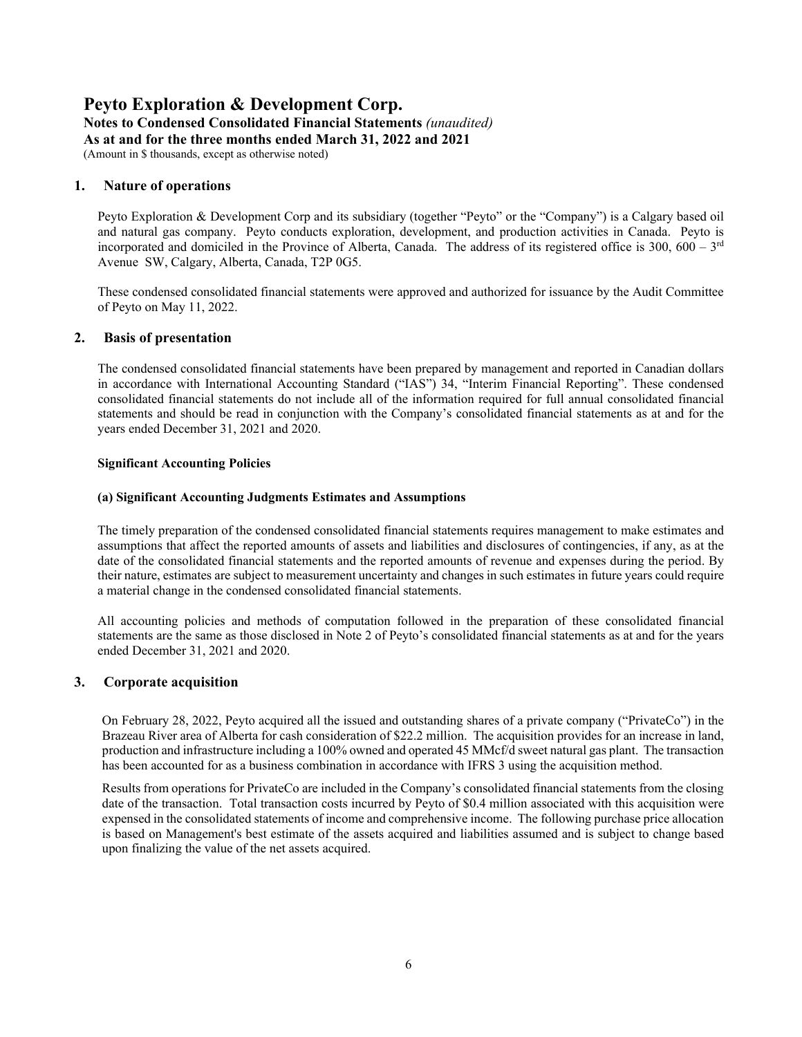# Peyto Exploration & Development Corp.

**Notes to Condensed Consolidated Financial Statements** *(unaudited)*

**As at and for the three months ended March 31, 2022 and 2021**

(Amount in $ thousands, except as otherwise noted)

## 1. Nature of operations

Peyto Exploration & Development Corp and its subsidiary (together "Peyto" or the "Company") is a Calgary based oil and natural gas company. Peyto conducts exploration, development, and production activities in Canada. Peyto is incorporated and domiciled in the Province of Alberta, Canada. The address of its registered office is 300, 600 – 3rd Avenue SW, Calgary, Alberta, Canada, T2P 0G5.

These condensed consolidated financial statements were approved and authorized for issuance by the Audit Committee of Peyto on May 11, 2022.

## 2. Basis of presentation

The condensed consolidated financial statements have been prepared by management and reported in Canadian dollars in accordance with International Accounting Standard ("IAS") 34, "Interim Financial Reporting". These condensed consolidated financial statements do not include all of the information required for full annual consolidated financial statements and should be read in conjunction with the Company's consolidated financial statements as at and for the years ended December 31, 2021 and 2020.

**Significant Accounting Policies**

**(a) Significant Accounting Judgments Estimates and Assumptions**

The timely preparation of the condensed consolidated financial statements requires management to make estimates and assumptions that affect the reported amounts of assets and liabilities and disclosures of contingencies, if any, as at the date of the consolidated financial statements and the reported amounts of revenue and expenses during the period. By their nature, estimates are subject to measurement uncertainty and changes in such estimates in future years could require a material change in the condensed consolidated financial statements.

All accounting policies and methods of computation followed in the preparation of these consolidated financial statements are the same as those disclosed in Note 2 of Peyto's consolidated financial statements as at and for the years ended December 31, 2021 and 2020.

## 3. Corporate acquisition

On February 28, 2022, Peyto acquired all the issued and outstanding shares of a private company ("PrivateCo") in the Brazeau River area of Alberta for cash consideration of $22.2 million. The acquisition provides for an increase in land, production and infrastructure including a 100% owned and operated 45 MMcf/d sweet natural gas plant. The transaction has been accounted for as a business combination in accordance with IFRS 3 using the acquisition method.

Results from operations for PrivateCo are included in the Company's consolidated financial statements from the closing date of the transaction. Total transaction costs incurred by Peyto of $0.4 million associated with this acquisition were expensed in the consolidated statements of income and comprehensive income. The following purchase price allocation is based on Management's best estimate of the assets acquired and liabilities assumed and is subject to change based upon finalizing the value of the net assets acquired.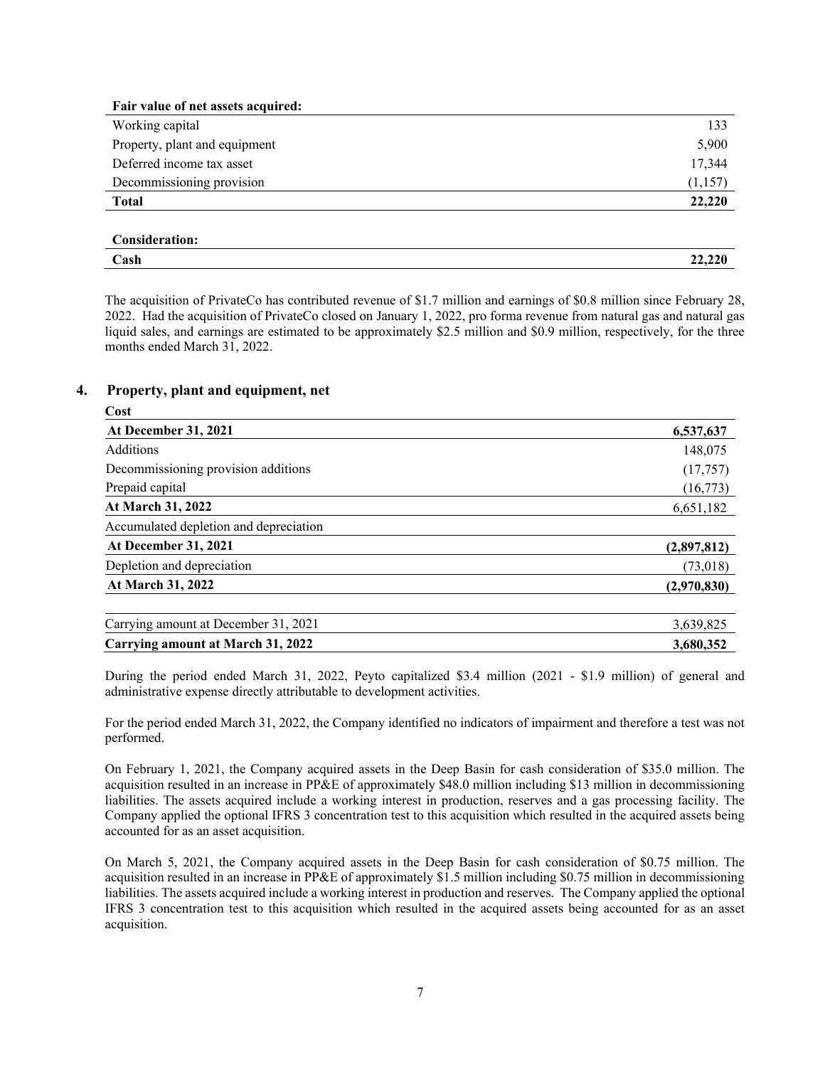| Fair value of net assets acquired: | |
|---|---|
| Working capital | 133 |
| Property, plant and equipment | 5,900 |
| Deferred income tax asset | 17,344 |
| Decommissioning provision | (1,157) |
| **Total** | **22,220** |

| Consideration: | |
|---|---|
| **Cash** | **22,220** |

The acquisition of PrivateCo has contributed revenue of $1.7 million and earnings of $0.8 million since February 28, 2022. Had the acquisition of PrivateCo closed on January 1, 2022, pro forma revenue from natural gas and natural gas liquid sales, and earnings are estimated to be approximately $2.5 million and $0.9 million, respectively, for the three months ended March 31, 2022.

## 4. Property, plant and equipment, net

| Cost | |
|---|---|
| **At December 31, 2021** | **6,537,637** |
| Additions | 148,075 |
| Decommissioning provision additions | (17,757) |
| Prepaid capital | (16,773) |
| **At March 31, 2022** | 6,651,182 |
| Accumulated depletion and depreciation | |
| **At December 31, 2021** | **(2,897,812)** |
| Depletion and depreciation | (73,018) |
| **At March 31, 2022** | **(2,970,830)** |
| | |
| Carrying amount at December 31, 2021 | 3,639,825 |
| **Carrying amount at March 31, 2022** | **3,680,352** |

During the period ended March 31, 2022, Peyto capitalized $3.4 million (2021 - $1.9 million) of general and administrative expense directly attributable to development activities.

For the period ended March 31, 2022, the Company identified no indicators of impairment and therefore a test was not performed.

On February 1, 2021, the Company acquired assets in the Deep Basin for cash consideration of $35.0 million. The acquisition resulted in an increase in PP&E of approximately $48.0 million including $13 million in decommissioning liabilities. The assets acquired include a working interest in production, reserves and a gas processing facility. The Company applied the optional IFRS 3 concentration test to this acquisition which resulted in the acquired assets being accounted for as an asset acquisition.

On March 5, 2021, the Company acquired assets in the Deep Basin for cash consideration of $0.75 million. The acquisition resulted in an increase in PP&E of approximately $1.5 million including $0.75 million in decommissioning liabilities. The assets acquired include a working interest in production and reserves. The Company applied the optional IFRS 3 concentration test to this acquisition which resulted in the acquired assets being accounted for as an asset acquisition.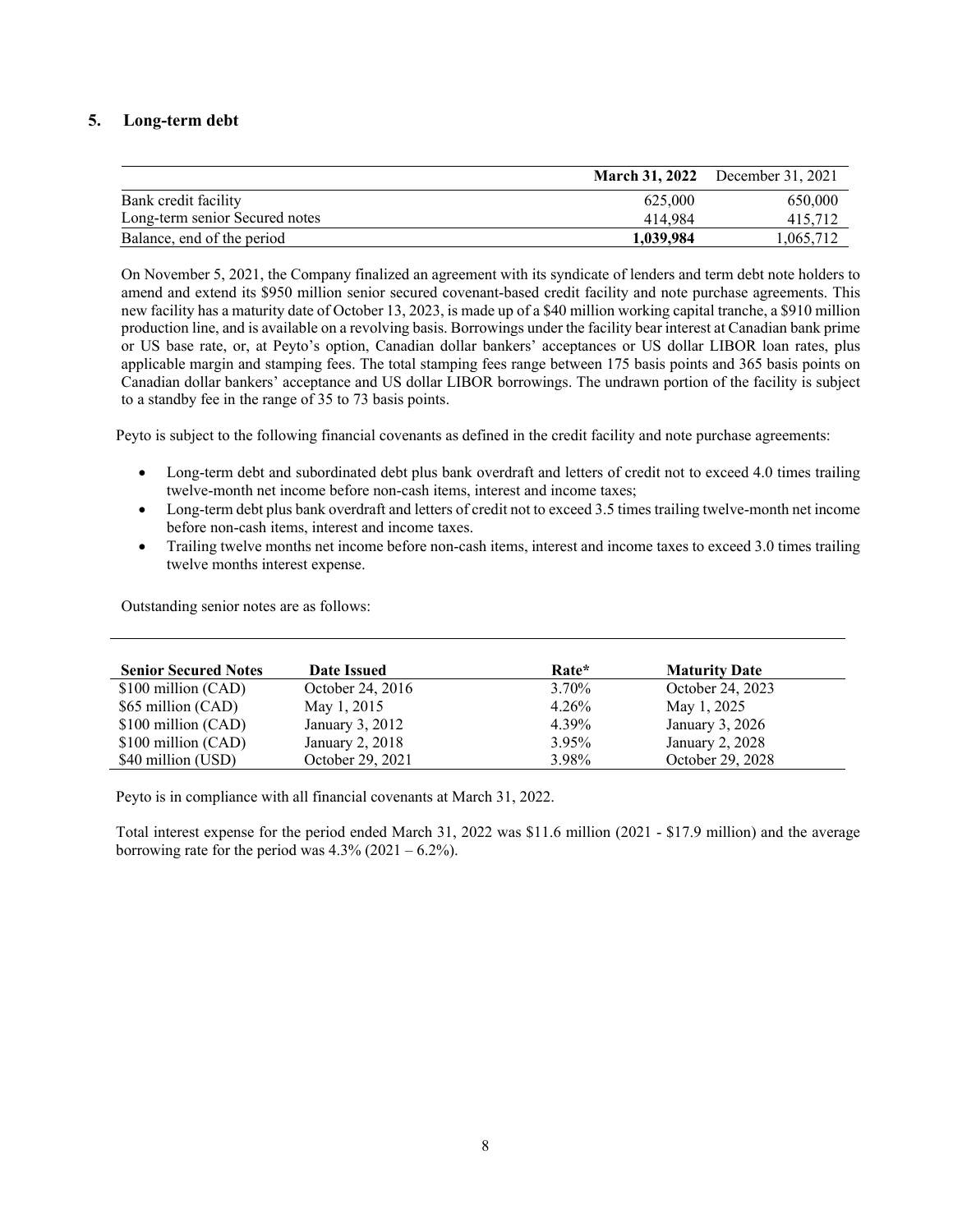## 5. Long-term debt

| | **March 31, 2022** | December 31, 2021 |
|---|---|---|
| Bank credit facility | 625,000 | 650,000 |
| Long-term senior Secured notes | 414,984 | 415,712 |
| Balance, end of the period | **1,039,984** | 1,065,712 |

On November 5, 2021, the Company finalized an agreement with its syndicate of lenders and term debt note holders to amend and extend its $950 million senior secured covenant-based credit facility and note purchase agreements. This new facility has a maturity date of October 13, 2023, is made up of a $40 million working capital tranche, a $910 million production line, and is available on a revolving basis. Borrowings under the facility bear interest at Canadian bank prime or US base rate, or, at Peyto's option, Canadian dollar bankers' acceptances or US dollar LIBOR loan rates, plus applicable margin and stamping fees. The total stamping fees range between 175 basis points and 365 basis points on Canadian dollar bankers' acceptance and US dollar LIBOR borrowings. The undrawn portion of the facility is subject to a standby fee in the range of 35 to 73 basis points.

Peyto is subject to the following financial covenants as defined in the credit facility and note purchase agreements:

- Long-term debt and subordinated debt plus bank overdraft and letters of credit not to exceed 4.0 times trailing twelve-month net income before non-cash items, interest and income taxes;
- Long-term debt plus bank overdraft and letters of credit not to exceed 3.5 times trailing twelve-month net income before non-cash items, interest and income taxes.
- Trailing twelve months net income before non-cash items, interest and income taxes to exceed 3.0 times trailing twelve months interest expense.

Outstanding senior notes are as follows:

| **Senior Secured Notes** | **Date Issued** | **Rate*** | **Maturity Date** |
|---|---|---|---|
| $100 million (CAD) | October 24, 2016 | 3.70% | October 24, 2023 |
| $65 million (CAD) | May 1, 2015 | 4.26% | May 1, 2025 |
| $100 million (CAD) | January 3, 2012 | 4.39% | January 3, 2026 |
| $100 million (CAD) | January 2, 2018 | 3.95% | January 2, 2028 |
| $40 million (USD) | October 29, 2021 | 3.98% | October 29, 2028 |

Peyto is in compliance with all financial covenants at March 31, 2022.

Total interest expense for the period ended March 31, 2022 was $11.6 million (2021 - $17.9 million) and the average borrowing rate for the period was 4.3% (2021 – 6.2%).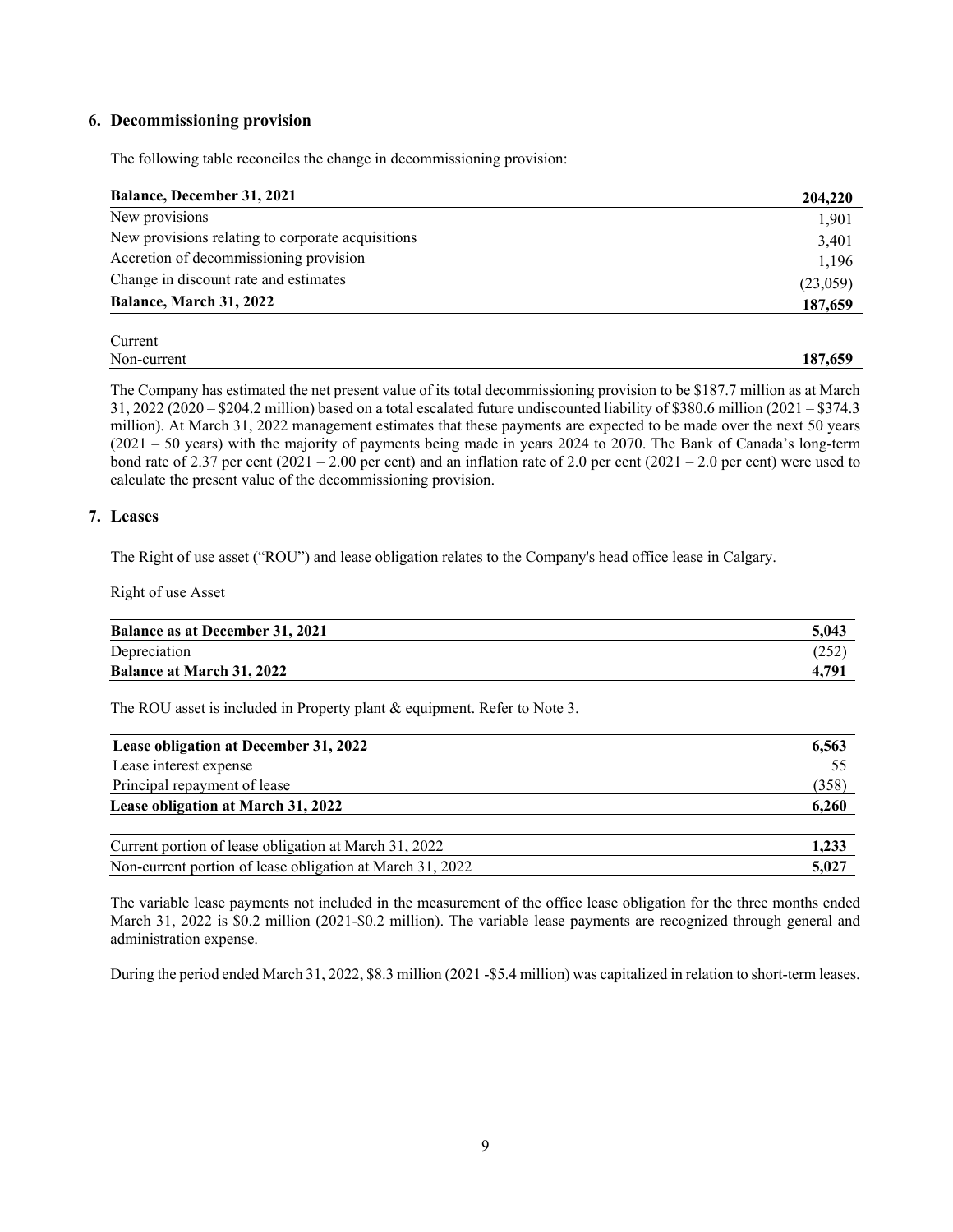## 6. Decommissioning provision

The following table reconciles the change in decommissioning provision:

| | |
|---|---|
| **Balance, December 31, 2021** | **204,220** |
| New provisions | 1,901 |
| New provisions relating to corporate acquisitions | 3,401 |
| Accretion of decommissioning provision | 1,196 |
| Change in discount rate and estimates | (23,059) |
| **Balance, March 31, 2022** | **187,659** |
| | |
| Current | |
| Non-current | **187,659** |

The Company has estimated the net present value of its total decommissioning provision to be $187.7 million as at March 31, 2022 (2020 – $204.2 million) based on a total escalated future undiscounted liability of $380.6 million (2021 – $374.3 million). At March 31, 2022 management estimates that these payments are expected to be made over the next 50 years (2021 – 50 years) with the majority of payments being made in years 2024 to 2070. The Bank of Canada's long-term bond rate of 2.37 per cent (2021 – 2.00 per cent) and an inflation rate of 2.0 per cent (2021 – 2.0 per cent) were used to calculate the present value of the decommissioning provision.

## 7. Leases

The Right of use asset ("ROU") and lease obligation relates to the Company's head office lease in Calgary.

Right of use Asset

| | |
|---|---|
| **Balance as at December 31, 2021** | **5,043** |
| Depreciation | (252) |
| **Balance at March 31, 2022** | **4,791** |

The ROU asset is included in Property plant & equipment. Refer to Note 3.

| | |
|---|---|
| **Lease obligation at December 31, 2022** | **6,563** |
| Lease interest expense | 55 |
| Principal repayment of lease | (358) |
| **Lease obligation at March 31, 2022** | **6,260** |
| | |
| Current portion of lease obligation at March 31, 2022 | **1,233** |
| Non-current portion of lease obligation at March 31, 2022 | **5,027** |

The variable lease payments not included in the measurement of the office lease obligation for the three months ended March 31, 2022 is $0.2 million (2021-$0.2 million). The variable lease payments are recognized through general and administration expense.

During the period ended March 31, 2022, $8.3 million (2021 -$5.4 million) was capitalized in relation to short-term leases.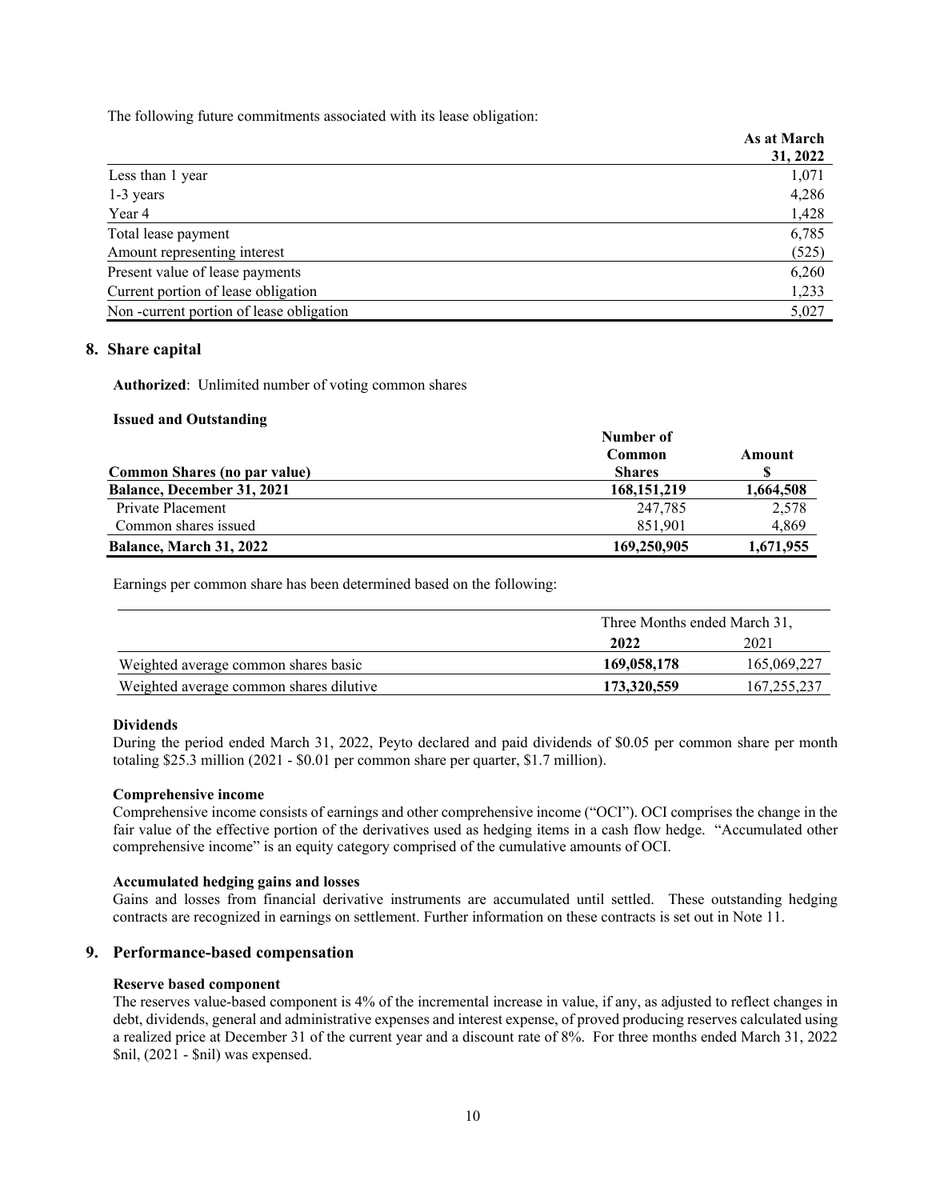The following future commitments associated with its lease obligation:

| | As at March 31, 2022 |
|---|---|
| Less than 1 year | 1,071 |
| 1-3 years | 4,286 |
| Year 4 | 1,428 |
| Total lease payment | 6,785 |
| Amount representing interest | (525) |
| Present value of lease payments | 6,260 |
| Current portion of lease obligation | 1,233 |
| Non -current portion of lease obligation | 5,027 |

## 8. Share capital

**Authorized**: Unlimited number of voting common shares

**Issued and Outstanding**

| Common Shares (no par value) | Number of Common Shares | Amount $ |
|---|---|---|
| **Balance, December 31, 2021** | **168,151,219** | **1,664,508** |
| Private Placement | 247,785 | 2,578 |
| Common shares issued | 851,901 | 4,869 |
| **Balance, March 31, 2022** | **169,250,905** | **1,671,955** |

Earnings per common share has been determined based on the following:

| | Three Months ended March 31, | |
|---|---|---|
| | **2022** | 2021 |
| Weighted average common shares basic | **169,058,178** | 165,069,227 |
| Weighted average common shares dilutive | **173,320,559** | 167,255,237 |

**Dividends**

During the period ended March 31, 2022, Peyto declared and paid dividends of $0.05 per common share per month totaling $25.3 million (2021 - $0.01 per common share per quarter, $1.7 million).

**Comprehensive income**

Comprehensive income consists of earnings and other comprehensive income ("OCI"). OCI comprises the change in the fair value of the effective portion of the derivatives used as hedging items in a cash flow hedge. "Accumulated other comprehensive income" is an equity category comprised of the cumulative amounts of OCI.

**Accumulated hedging gains and losses**

Gains and losses from financial derivative instruments are accumulated until settled. These outstanding hedging contracts are recognized in earnings on settlement. Further information on these contracts is set out in Note 11.

## 9. Performance-based compensation

**Reserve based component**

The reserves value-based component is 4% of the incremental increase in value, if any, as adjusted to reflect changes in debt, dividends, general and administrative expenses and interest expense, of proved producing reserves calculated using a realized price at December 31 of the current year and a discount rate of 8%. For three months ended March 31, 2022 $nil, (2021 - $nil) was expensed.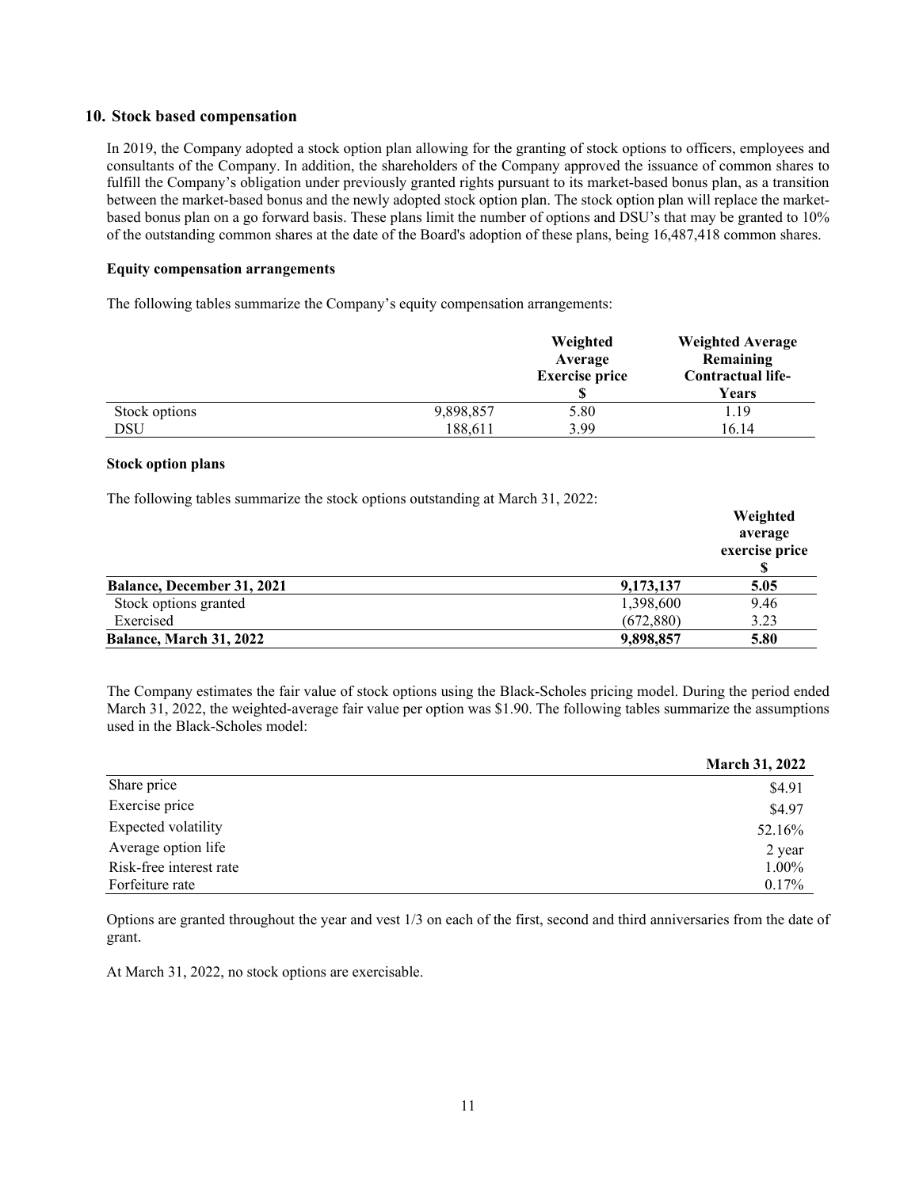## 10. Stock based compensation

In 2019, the Company adopted a stock option plan allowing for the granting of stock options to officers, employees and consultants of the Company. In addition, the shareholders of the Company approved the issuance of common shares to fulfill the Company's obligation under previously granted rights pursuant to its market-based bonus plan, as a transition between the market-based bonus and the newly adopted stock option plan. The stock option plan will replace the market-based bonus plan on a go forward basis. These plans limit the number of options and DSU's that may be granted to 10% of the outstanding common shares at the date of the Board's adoption of these plans, being 16,487,418 common shares.

**Equity compensation arrangements**

The following tables summarize the Company's equity compensation arrangements:

| | | Weighted Average Exercise price $ | Weighted Average Remaining Contractual life-Years |
|---|---|---|---|
| Stock options | 9,898,857 | 5.80 | 1.19 |
| DSU | 188,611 | 3.99 | 16.14 |

**Stock option plans**

The following tables summarize the stock options outstanding at March 31, 2022:

| | | Weighted average exercise price $ |
|---|---|---|
| **Balance, December 31, 2021** | **9,173,137** | **5.05** |
| Stock options granted | 1,398,600 | 9.46 |
| Exercised | (672,880) | 3.23 |
| **Balance, March 31, 2022** | **9,898,857** | **5.80** |

The Company estimates the fair value of stock options using the Black-Scholes pricing model. During the period ended March 31, 2022, the weighted-average fair value per option was $1.90. The following tables summarize the assumptions used in the Black-Scholes model:

| | March 31, 2022 |
|---|---|
| Share price | $4.91 |
| Exercise price | $4.97 |
| Expected volatility | 52.16% |
| Average option life | 2 year |
| Risk-free interest rate | 1.00% |
| Forfeiture rate | 0.17% |

Options are granted throughout the year and vest 1/3 on each of the first, second and third anniversaries from the date of grant.

At March 31, 2022, no stock options are exercisable.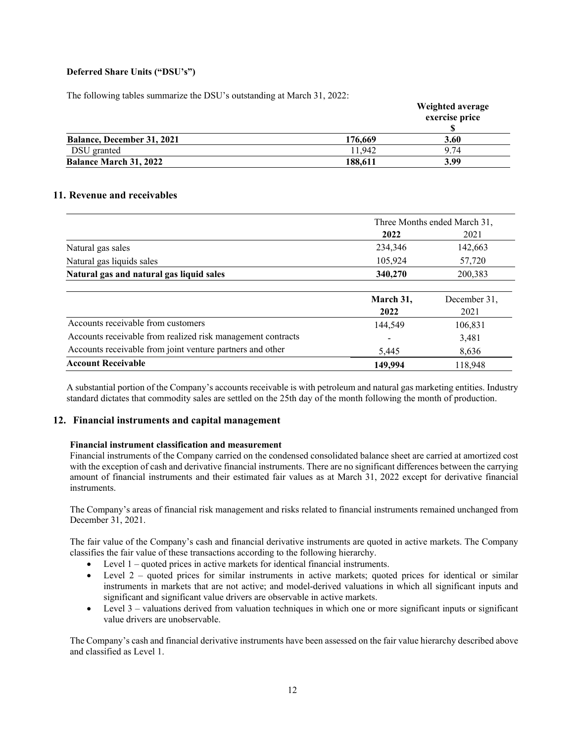### Deferred Share Units ("DSU's")

The following tables summarize the DSU's outstanding at March 31, 2022:

| | | Weighted average exercise price $ |
|---|---|---|
| **Balance, December 31, 2021** | **176,669** | **3.60** |
| DSU granted | 11,942 | 9.74 |
| **Balance March 31, 2022** | **188,611** | **3.99** |

## 11. Revenue and receivables

| | Three Months ended March 31, | |
|---|---|---|
| | **2022** | 2021 |
| Natural gas sales | 234,346 | 142,663 |
| Natural gas liquids sales | 105,924 | 57,720 |
| **Natural gas and natural gas liquid sales** | **340,270** | 200,383 |

| | **March 31, 2022** | December 31, 2021 |
|---|---|---|
| Accounts receivable from customers | 144,549 | 106,831 |
| Accounts receivable from realized risk management contracts | - | 3,481 |
| Accounts receivable from joint venture partners and other | 5,445 | 8,636 |
| **Account Receivable** | **149,994** | 118,948 |

A substantial portion of the Company's accounts receivable is with petroleum and natural gas marketing entities. Industry standard dictates that commodity sales are settled on the 25th day of the month following the month of production.

## 12. Financial instruments and capital management

**Financial instrument classification and measurement**

Financial instruments of the Company carried on the condensed consolidated balance sheet are carried at amortized cost with the exception of cash and derivative financial instruments. There are no significant differences between the carrying amount of financial instruments and their estimated fair values as at March 31, 2022 except for derivative financial instruments.

The Company's areas of financial risk management and risks related to financial instruments remained unchanged from December 31, 2021.

The fair value of the Company's cash and financial derivative instruments are quoted in active markets. The Company classifies the fair value of these transactions according to the following hierarchy.

- Level 1 – quoted prices in active markets for identical financial instruments.
- Level 2 – quoted prices for similar instruments in active markets; quoted prices for identical or similar instruments in markets that are not active; and model-derived valuations in which all significant inputs and significant and significant value drivers are observable in active markets.
- Level 3 – valuations derived from valuation techniques in which one or more significant inputs or significant value drivers are unobservable.

The Company's cash and financial derivative instruments have been assessed on the fair value hierarchy described above and classified as Level 1.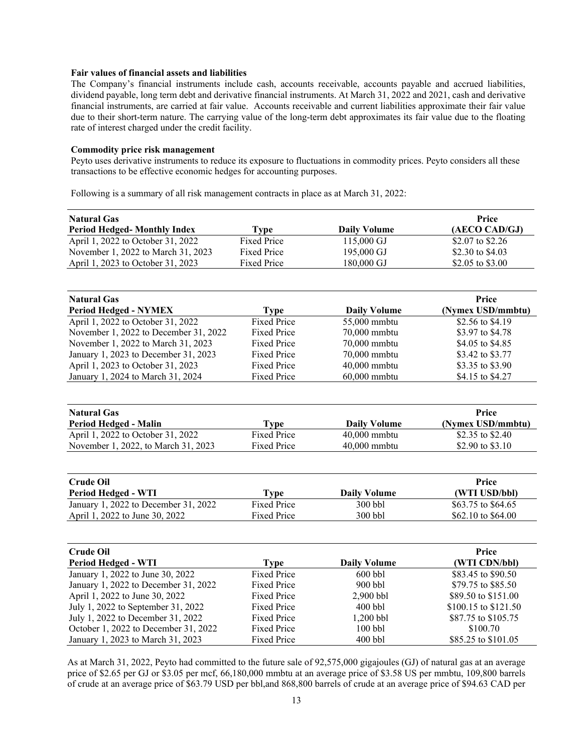**Fair values of financial assets and liabilities**

The Company's financial instruments include cash, accounts receivable, accounts payable and accrued liabilities, dividend payable, long term debt and derivative financial instruments. At March 31, 2022 and 2021, cash and derivative financial instruments, are carried at fair value. Accounts receivable and current liabilities approximate their fair value due to their short-term nature. The carrying value of the long-term debt approximates its fair value due to the floating rate of interest charged under the credit facility.

**Commodity price risk management**

Peyto uses derivative instruments to reduce its exposure to fluctuations in commodity prices. Peyto considers all these transactions to be effective economic hedges for accounting purposes.

Following is a summary of all risk management contracts in place as at March 31, 2022:

| Natural Gas<br>Period Hedged- Monthly Index | Type | Daily Volume | Price<br>(AECO CAD/GJ) |
|---|---|---|---|
| April 1, 2022 to October 31, 2022 | Fixed Price | 115,000 GJ | $2.07 to $2.26 |
| November 1, 2022 to March 31, 2023 | Fixed Price | 195,000 GJ | $2.30 to $4.03 |
| April 1, 2023 to October 31, 2023 | Fixed Price | 180,000 GJ | $2.05 to $3.00 |

| Natural Gas<br>Period Hedged - NYMEX | Type | Daily Volume | Price<br>(Nymex USD/mmbtu) |
|---|---|---|---|
| April 1, 2022 to October 31, 2022 | Fixed Price | 55,000 mmbtu | $2.56 to $4.19 |
| November 1, 2022 to December 31, 2022 | Fixed Price | 70,000 mmbtu | $3.97 to $4.78 |
| November 1, 2022 to March 31, 2023 | Fixed Price | 70,000 mmbtu | $4.05 to $4.85 |
| January 1, 2023 to December 31, 2023 | Fixed Price | 70,000 mmbtu | $3.42 to $3.77 |
| April 1, 2023 to October 31, 2023 | Fixed Price | 40,000 mmbtu | $3.35 to $3.90 |
| January 1, 2024 to March 31, 2024 | Fixed Price | 60,000 mmbtu | $4.15 to $4.27 |

| Natural Gas<br>Period Hedged - Malin | Type | Daily Volume | Price<br>(Nymex USD/mmbtu) |
|---|---|---|---|
| April 1, 2022 to October 31, 2022 | Fixed Price | 40,000 mmbtu | $2.35 to $2.40 |
| November 1, 2022, to March 31, 2023 | Fixed Price | 40,000 mmbtu | $2.90 to $3.10 |

| Crude Oil<br>Period Hedged - WTI | Type | Daily Volume | Price<br>(WTI USD/bbl) |
|---|---|---|---|
| January 1, 2022 to December 31, 2022 | Fixed Price | 300 bbl | $63.75 to $64.65 |
| April 1, 2022 to June 30, 2022 | Fixed Price | 300 bbl | $62.10 to $64.00 |

| Crude Oil<br>Period Hedged - WTI | Type | Daily Volume | Price<br>(WTI CDN/bbl) |
|---|---|---|---|
| January 1, 2022 to June 30, 2022 | Fixed Price | 600 bbl | $83.45 to $90.50 |
| January 1, 2022 to December 31, 2022 | Fixed Price | 900 bbl | $79.75 to $85.50 |
| April 1, 2022 to June 30, 2022 | Fixed Price | 2,900 bbl | $89.50 to $151.00 |
| July 1, 2022 to September 31, 2022 | Fixed Price | 400 bbl | $100.15 to $121.50 |
| July 1, 2022 to December 31, 2022 | Fixed Price | 1,200 bbl | $87.75 to $105.75 |
| October 1, 2022 to December 31, 2022 | Fixed Price | 100 bbl | $100.70 |
| January 1, 2023 to March 31, 2023 | Fixed Price | 400 bbl | $85.25 to $101.05 |

As at March 31, 2022, Peyto had committed to the future sale of 92,575,000 gigajoules (GJ) of natural gas at an average price of $2.65 per GJ or $3.05 per mcf, 66,180,000 mmbtu at an average price of $3.58 US per mmbtu, 109,800 barrels of crude at an average price of $63.79 USD per bbl,and 868,800 barrels of crude at an average price of $94.63 CAD per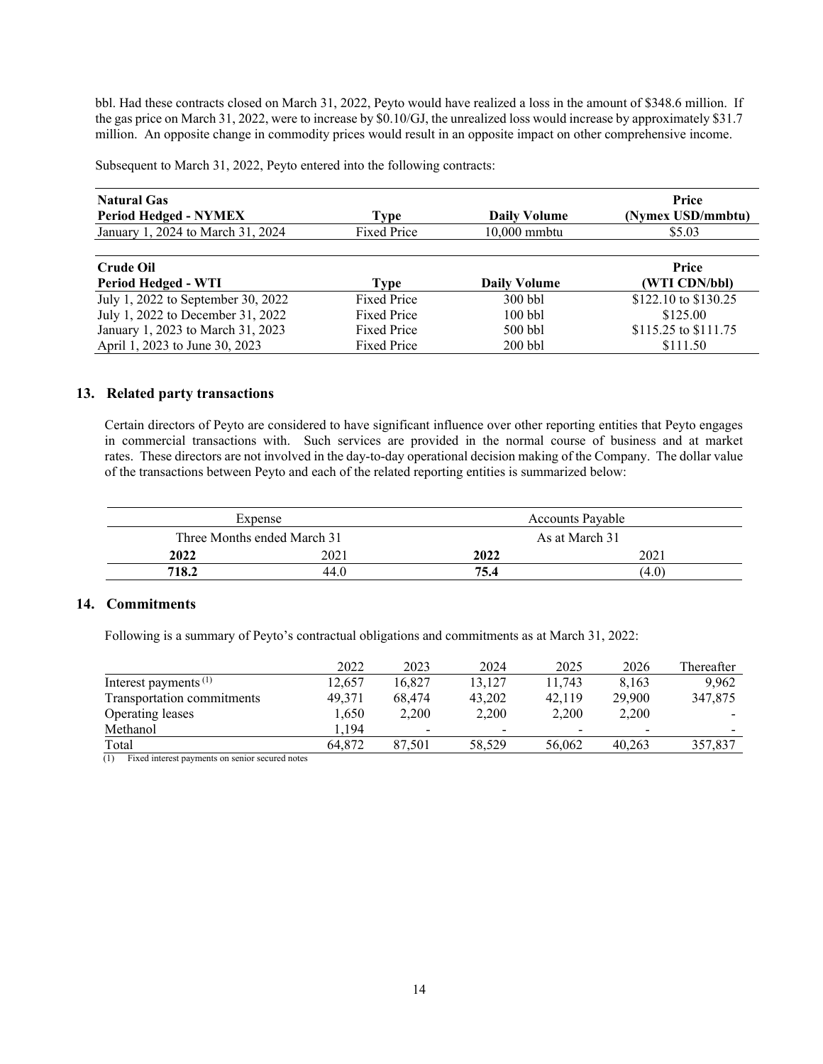bbl. Had these contracts closed on March 31, 2022, Peyto would have realized a loss in the amount of $348.6 million. If the gas price on March 31, 2022, were to increase by $0.10/GJ, the unrealized loss would increase by approximately $31.7 million. An opposite change in commodity prices would result in an opposite impact on other comprehensive income.

Subsequent to March 31, 2022, Peyto entered into the following contracts:

| **Natural Gas**<br>**Period Hedged - NYMEX** | **Type** | **Daily Volume** | **Price**<br>**(Nymex USD/mmbtu)** |
|---|---|---|---|
| January 1, 2024 to March 31, 2024 | Fixed Price | 10,000 mmbtu | $5.03 |

| **Crude Oil**<br>**Period Hedged - WTI** | **Type** | **Daily Volume** | **Price**<br>**(WTI CDN/bbl)** |
|---|---|---|---|
| July 1, 2022 to September 30, 2022 | Fixed Price | 300 bbl | $122.10 to $130.25 |
| July 1, 2022 to December 31, 2022 | Fixed Price | 100 bbl | $125.00 |
| January 1, 2023 to March 31, 2023 | Fixed Price | 500 bbl | $115.25 to $111.75 |
| April 1, 2023 to June 30, 2023 | Fixed Price | 200 bbl | $111.50 |

## 13. Related party transactions

Certain directors of Peyto are considered to have significant influence over other reporting entities that Peyto engages in commercial transactions with. Such services are provided in the normal course of business and at market rates. These directors are not involved in the day-to-day operational decision making of the Company. The dollar value of the transactions between Peyto and each of the related reporting entities is summarized below:

| Expense | | Accounts Payable | |
|---|---|---|---|
| Three Months ended March 31 | | As at March 31 | |
| **2022** | 2021 | **2022** | 2021 |
| **718.2** | 44.0 | **75.4** | (4.0) |

## 14. Commitments

Following is a summary of Peyto's contractual obligations and commitments as at March 31, 2022:

| | 2022 | 2023 | 2024 | 2025 | 2026 | Thereafter |
|---|---|---|---|---|---|---|
| Interest payments [(1)] | 12,657 | 16,827 | 13,127 | 11,743 | 8,163 | 9,962 |
| Transportation commitments | 49,371 | 68,474 | 43,202 | 42,119 | 29,900 | 347,875 |
| Operating leases | 1,650 | 2,200 | 2,200 | 2,200 | 2,200 | - |
| Methanol | 1,194 | - | - | - | - | - |
| Total | 64,872 | 87,501 | 58,529 | 56,062 | 40,263 | 357,837 |

(1) Fixed interest payments on senior secured notes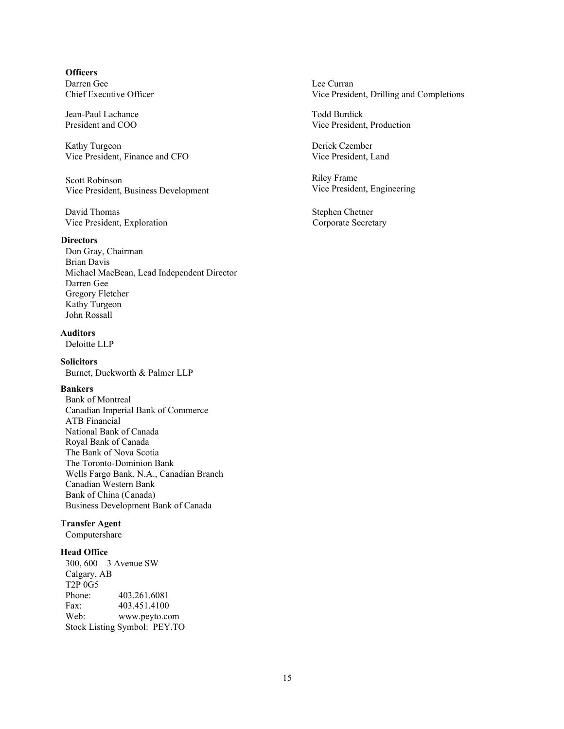**Officers**

Darren Gee
Chief Executive Officer

Jean-Paul Lachance
President and COO

Kathy Turgeon
Vice President, Finance and CFO

Scott Robinson
Vice President, Business Development

David Thomas
Vice President, Exploration

Lee Curran
Vice President, Drilling and Completions

Todd Burdick
Vice President, Production

Derick Czember
Vice President, Land

Riley Frame
Vice President, Engineering

Stephen Chetner
Corporate Secretary

**Directors**

Don Gray, Chairman
Brian Davis
Michael MacBean, Lead Independent Director
Darren Gee
Gregory Fletcher
Kathy Turgeon
John Rossall

**Auditors**

Deloitte LLP

**Solicitors**

Burnet, Duckworth & Palmer LLP

**Bankers**

Bank of Montreal
Canadian Imperial Bank of Commerce
ATB Financial
National Bank of Canada
Royal Bank of Canada
The Bank of Nova Scotia
The Toronto-Dominion Bank
Wells Fargo Bank, N.A., Canadian Branch
Canadian Western Bank
Bank of China (Canada)
Business Development Bank of Canada

**Transfer Agent**

Computershare

**Head Office**

300, 600 – 3 Avenue SW
Calgary, AB
T2P 0G5
Phone: 403.261.6081
Fax: 403.451.4100
Web: www.peyto.com
Stock Listing Symbol: PEY.TO